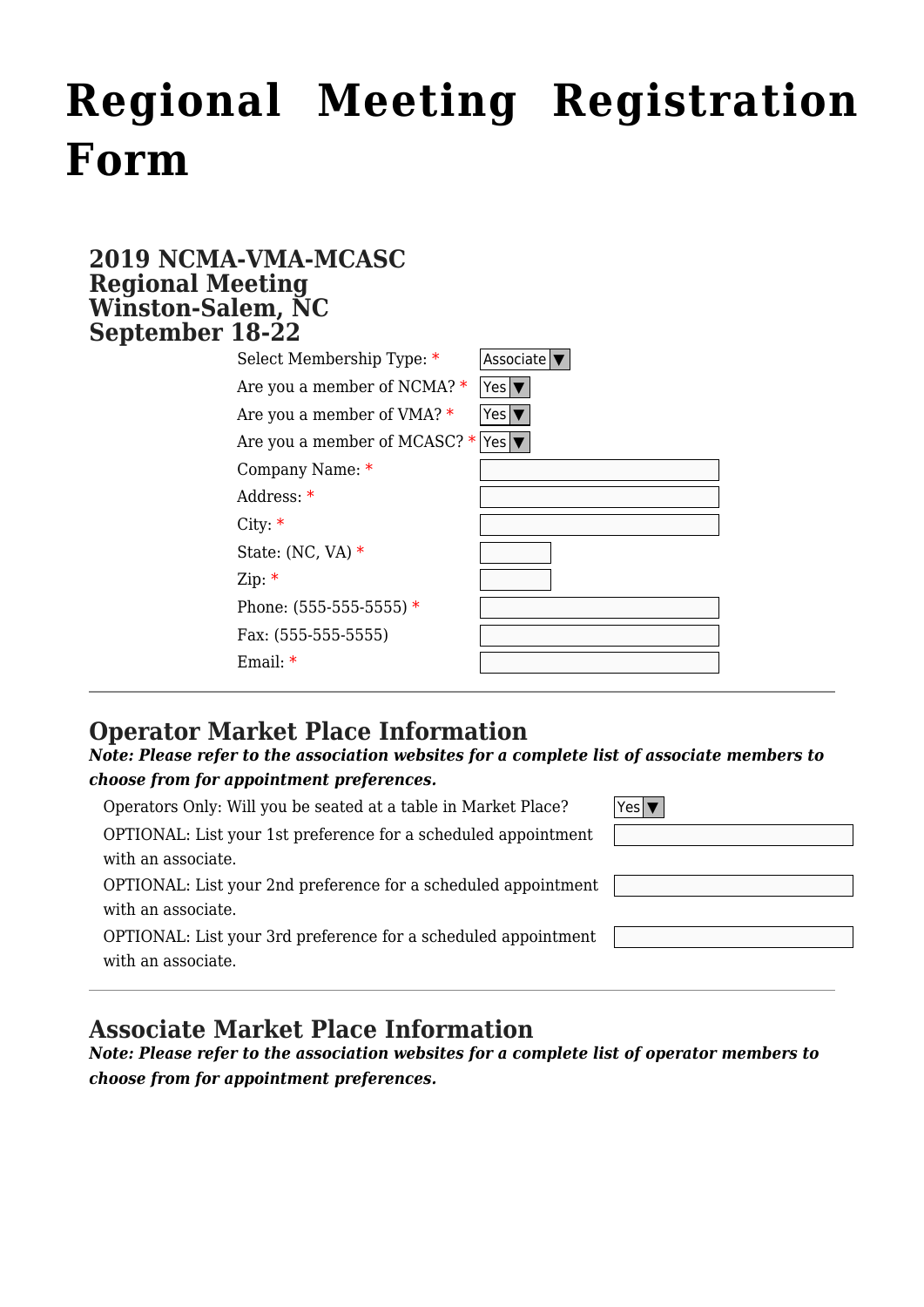# Regional Meeting Registration Form

## 2019 NCMA-VMA-MCASC Regional Meeting Winston-Salem, NC September 18-22

Select Membership Type: * Associate

Are you a member of NCMA? * Yes

Are you a member of VMA? * Yes

Are you a member of MCASC? * Yes

Company Name: *

Address: *

City: *

State: (NC, VA) *

Zip: *

Phone: (555-555-5555) *

Fax: (555-555-5555)

Email: *

---

## Operator Market Place Information

***Note: Please refer to the association websites for a complete list of associate members to choose from for appointment preferences.***

Operators Only: Will you be seated at a table in Market Place? Yes

OPTIONAL: List your 1st preference for a scheduled appointment with an associate.

OPTIONAL: List your 2nd preference for a scheduled appointment with an associate.

OPTIONAL: List your 3rd preference for a scheduled appointment with an associate.

---

## Associate Market Place Information

***Note: Please refer to the association websites for a complete list of operator members to choose from for appointment preferences.***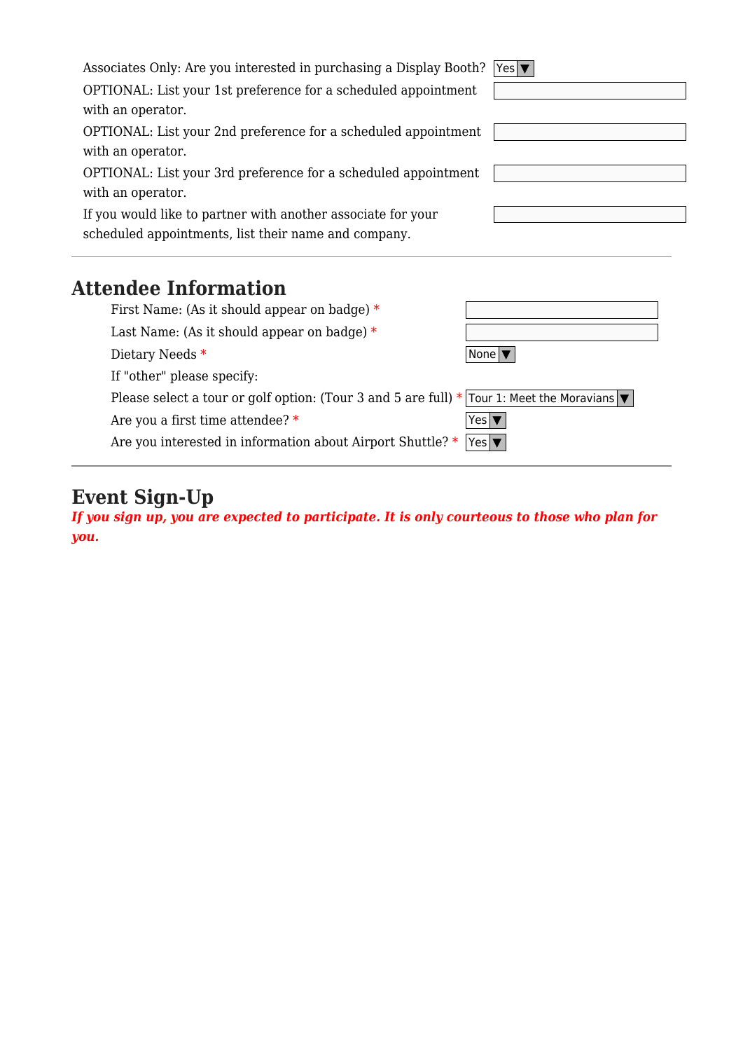| | |
|---|---|
| Associates Only: Are you interested in purchasing a Display Booth? | Yes ▼ |
| OPTIONAL: List your 1st preference for a scheduled appointment with an operator. | |
| OPTIONAL: List your 2nd preference for a scheduled appointment with an operator. | |
| OPTIONAL: List your 3rd preference for a scheduled appointment with an operator. | |
| If you would like to partner with another associate for your scheduled appointments, list their name and company. | |

---

## Attendee Information

| | |
|---|---|
| First Name: (As it should appear on badge) * | |
| Last Name: (As it should appear on badge) * | |
| Dietary Needs * | None ▼ |
| If "other" please specify: | |
| Please select a tour or golf option: (Tour 3 and 5 are full) * | Tour 1: Meet the Moravians ▼ |
| Are you a first time attendee? * | Yes ▼ |
| Are you interested in information about Airport Shuttle? * | Yes ▼ |

---

## Event Sign-Up

***If you sign up, you are expected to participate. It is only courteous to those who plan for you.***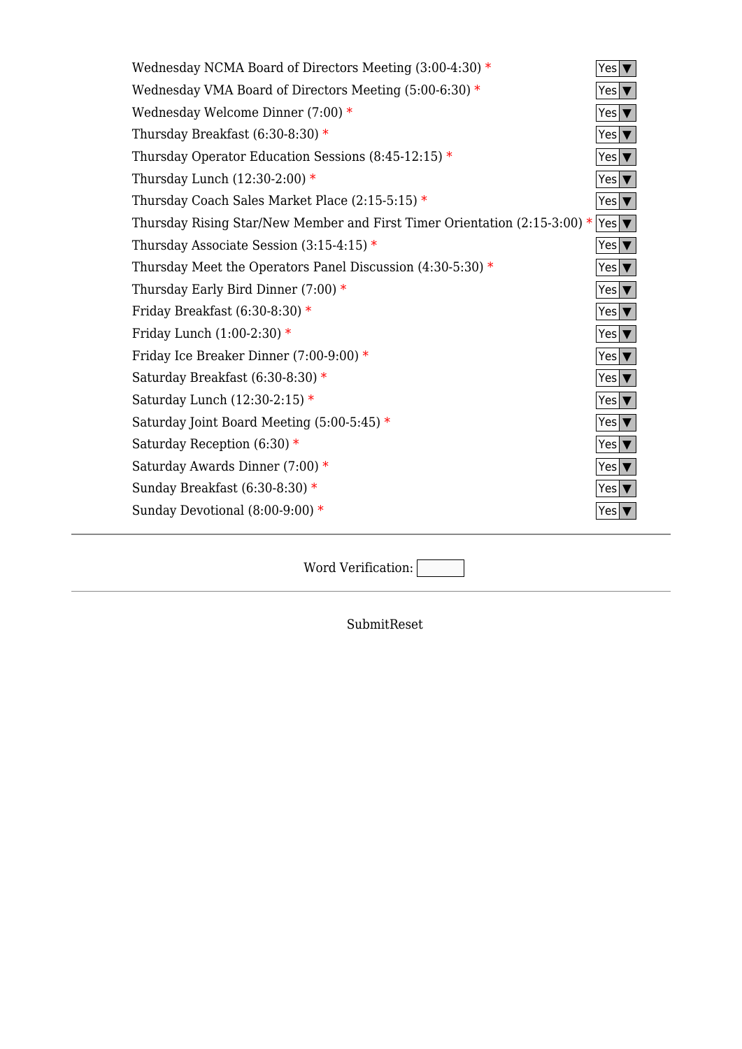Wednesday NCMA Board of Directors Meeting (3:00-4:30) * Yes

Wednesday VMA Board of Directors Meeting (5:00-6:30) * Yes

Wednesday Welcome Dinner (7:00) * Yes

Thursday Breakfast (6:30-8:30) * Yes

Thursday Operator Education Sessions (8:45-12:15) * Yes

Thursday Lunch (12:30-2:00) * Yes

Thursday Coach Sales Market Place (2:15-5:15) * Yes

Thursday Rising Star/New Member and First Timer Orientation (2:15-3:00) * Yes

Thursday Associate Session (3:15-4:15) * Yes

Thursday Meet the Operators Panel Discussion (4:30-5:30) * Yes

Thursday Early Bird Dinner (7:00) * Yes

Friday Breakfast (6:30-8:30) * Yes

Friday Lunch (1:00-2:30) * Yes

Friday Ice Breaker Dinner (7:00-9:00) * Yes

Saturday Breakfast (6:30-8:30) * Yes

Saturday Lunch (12:30-2:15) * Yes

Saturday Joint Board Meeting (5:00-5:45) * Yes

Saturday Reception (6:30) * Yes

Saturday Awards Dinner (7:00) * Yes

Sunday Breakfast (6:30-8:30) * Yes

Sunday Devotional (8:00-9:00) * Yes

---

Word Verification:

---

SubmitReset